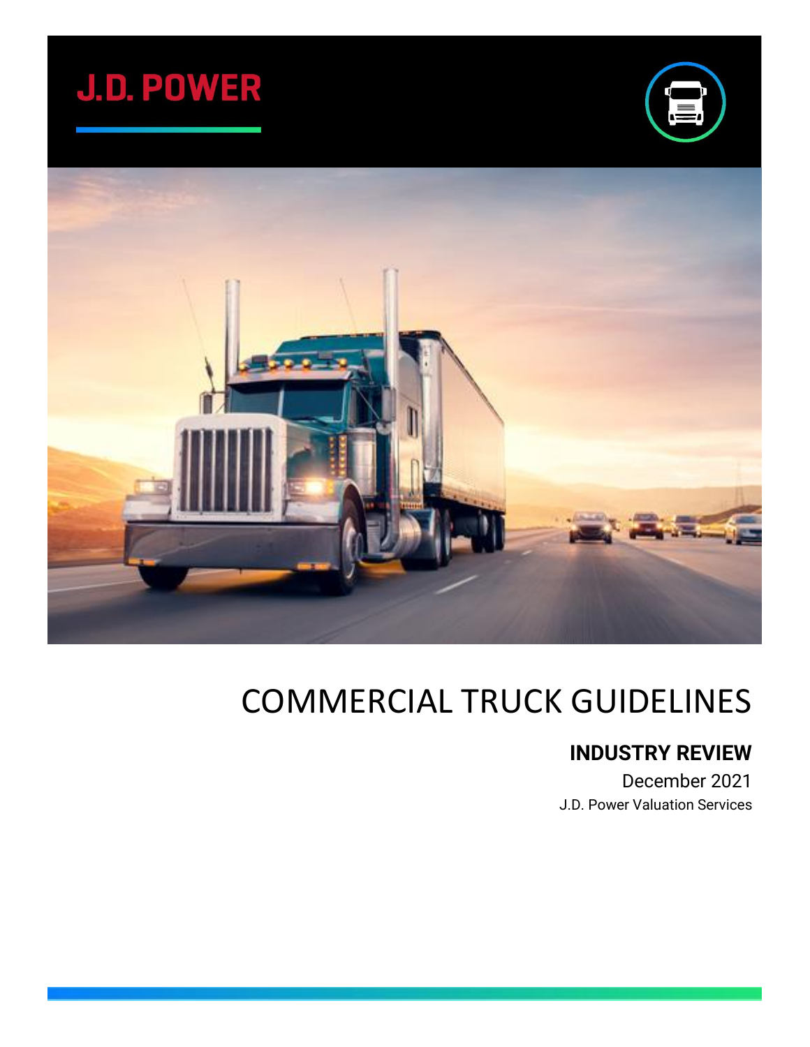J.D. POWER

# COMMERCIAL TRUCK GUIDELINES

## INDUSTRY REVIEW

December 2021

J.D. Power Valuation Services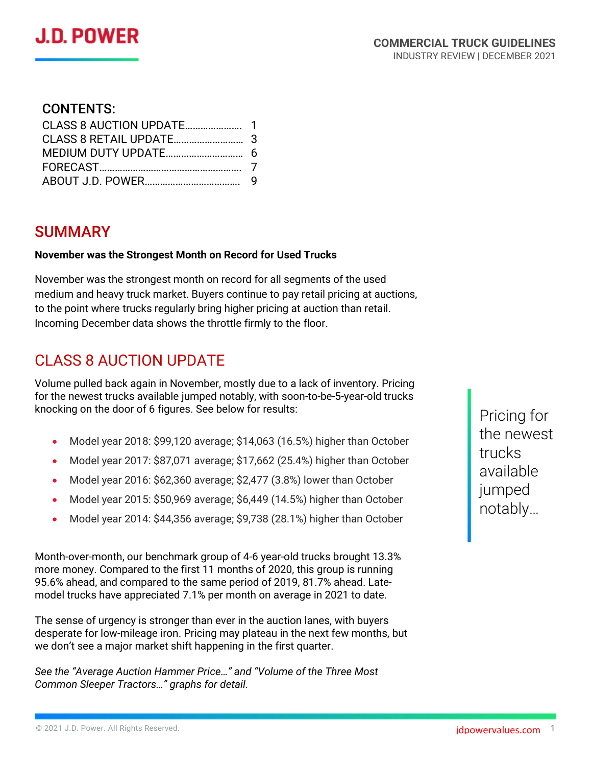# COMMERCIAL TRUCK GUIDELINES

INDUSTRY REVIEW | DECEMBER 2021

## CONTENTS:

| | |
|---|---|
| CLASS 8 AUCTION UPDATE | 1 |
| CLASS 8 RETAIL UPDATE | 3 |
| MEDIUM DUTY UPDATE | 6 |
| FORECAST | 7 |
| ABOUT J.D. POWER | 9 |

## SUMMARY

**November was the Strongest Month on Record for Used Trucks**

November was the strongest month on record for all segments of the used medium and heavy truck market. Buyers continue to pay retail pricing at auctions, to the point where trucks regularly bring higher pricing at auction than retail. Incoming December data shows the throttle firmly to the floor.

## CLASS 8 AUCTION UPDATE

Volume pulled back again in November, mostly due to a lack of inventory. Pricing for the newest trucks available jumped notably, with soon-to-be-5-year-old trucks knocking on the door of 6 figures. See below for results:

- Model year 2018: $99,120 average; $14,063 (16.5%) higher than October
- Model year 2017: $87,071 average; $17,662 (25.4%) higher than October
- Model year 2016: $62,360 average; $2,477 (3.8%) lower than October
- Model year 2015: $50,969 average; $6,449 (14.5%) higher than October
- Model year 2014: $44,356 average; $9,738 (28.1%) higher than October

> Pricing for the newest trucks available jumped notably…

Month-over-month, our benchmark group of 4-6 year-old trucks brought 13.3% more money. Compared to the first 11 months of 2020, this group is running 95.6% ahead, and compared to the same period of 2019, 81.7% ahead. Late-model trucks have appreciated 7.1% per month on average in 2021 to date.

The sense of urgency is stronger than ever in the auction lanes, with buyers desperate for low-mileage iron. Pricing may plateau in the next few months, but we don't see a major market shift happening in the first quarter.

*See the "Average Auction Hammer Price…" and "Volume of the Three Most Common Sleeper Tractors…" graphs for detail.*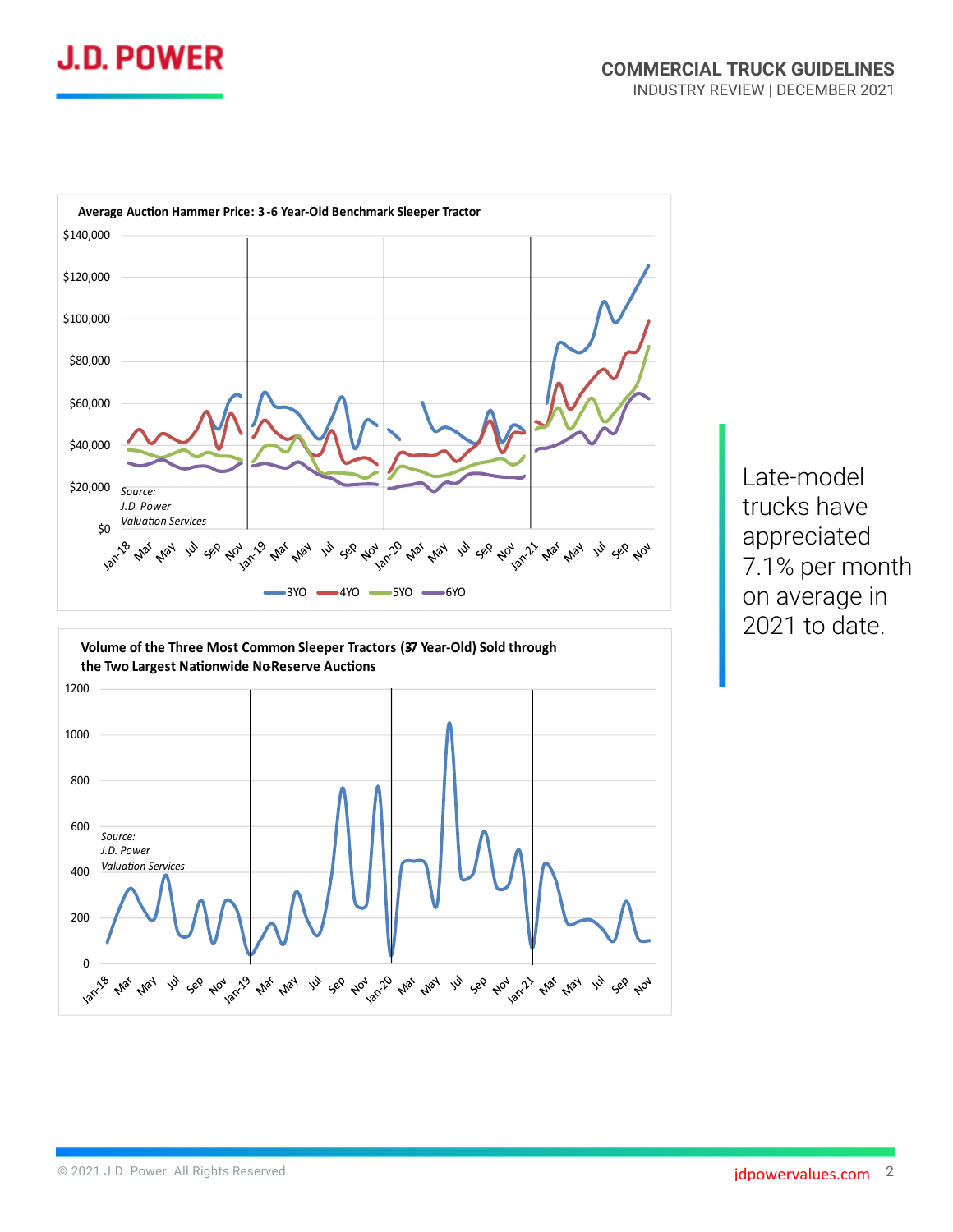**Average Auction Hammer Price: 3-6 Year-Old Benchmark Sleeper Tractor**

Source: J.D. Power Valuation Services

3YO | 4YO | 5YO | 6YO

**Volume of the Three Most Common Sleeper Tractors (3-7 Year-Old) Sold through the Two Largest Nationwide No-Reserve Auctions**

Source: J.D. Power Valuation Services

Late-model trucks have appreciated 7.1% per month on average in 2021 to date.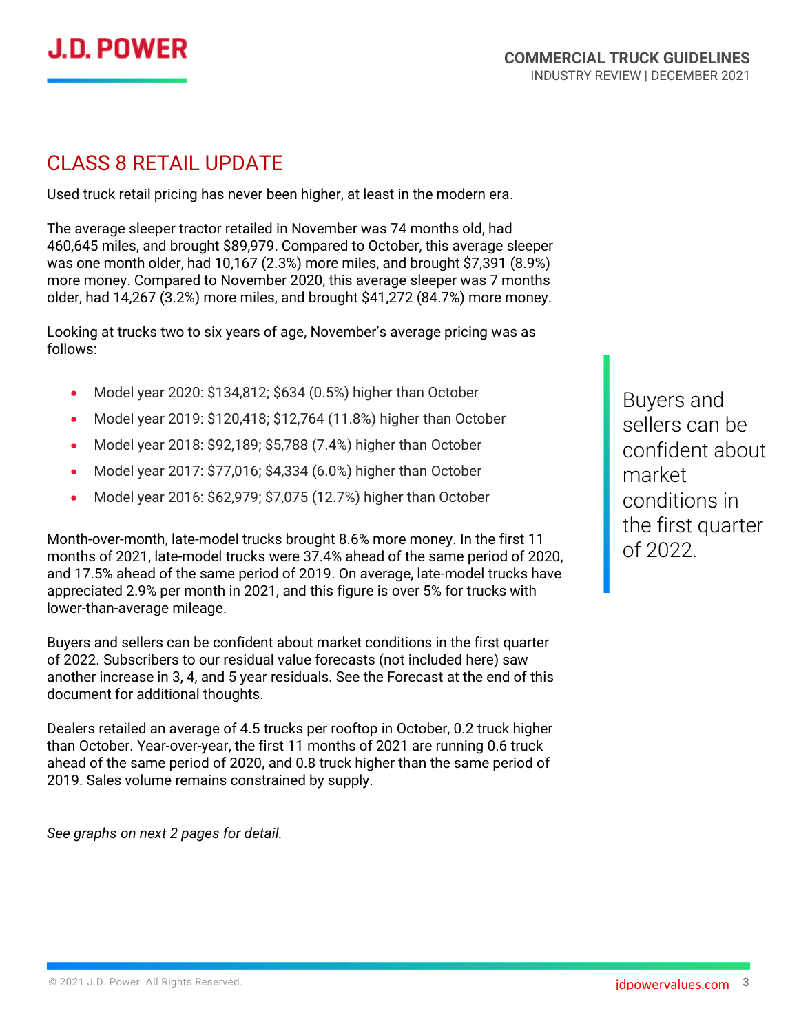## CLASS 8 RETAIL UPDATE

Used truck retail pricing has never been higher, at least in the modern era.

The average sleeper tractor retailed in November was 74 months old, had 460,645 miles, and brought $89,979. Compared to October, this average sleeper was one month older, had 10,167 (2.3%) more miles, and brought $7,391 (8.9%) more money. Compared to November 2020, this average sleeper was 7 months older, had 14,267 (3.2%) more miles, and brought $41,272 (84.7%) more money.

Looking at trucks two to six years of age, November's average pricing was as follows:

- Model year 2020: $134,812; $634 (0.5%) higher than October
- Model year 2019: $120,418; $12,764 (11.8%) higher than October
- Model year 2018: $92,189; $5,788 (7.4%) higher than October
- Model year 2017: $77,016; $4,334 (6.0%) higher than October
- Model year 2016: $62,979; $7,075 (12.7%) higher than October

Month-over-month, late-model trucks brought 8.6% more money. In the first 11 months of 2021, late-model trucks were 37.4% ahead of the same period of 2020, and 17.5% ahead of the same period of 2019. On average, late-model trucks have appreciated 2.9% per month in 2021, and this figure is over 5% for trucks with lower-than-average mileage.

Buyers and sellers can be confident about market conditions in the first quarter of 2022. Subscribers to our residual value forecasts (not included here) saw another increase in 3, 4, and 5 year residuals. See the Forecast at the end of this document for additional thoughts.

Dealers retailed an average of 4.5 trucks per rooftop in October, 0.2 truck higher than October. Year-over-year, the first 11 months of 2021 are running 0.6 truck ahead of the same period of 2020, and 0.8 truck higher than the same period of 2019. Sales volume remains constrained by supply.

*See graphs on next 2 pages for detail.*

> Buyers and sellers can be confident about market conditions in the first quarter of 2022.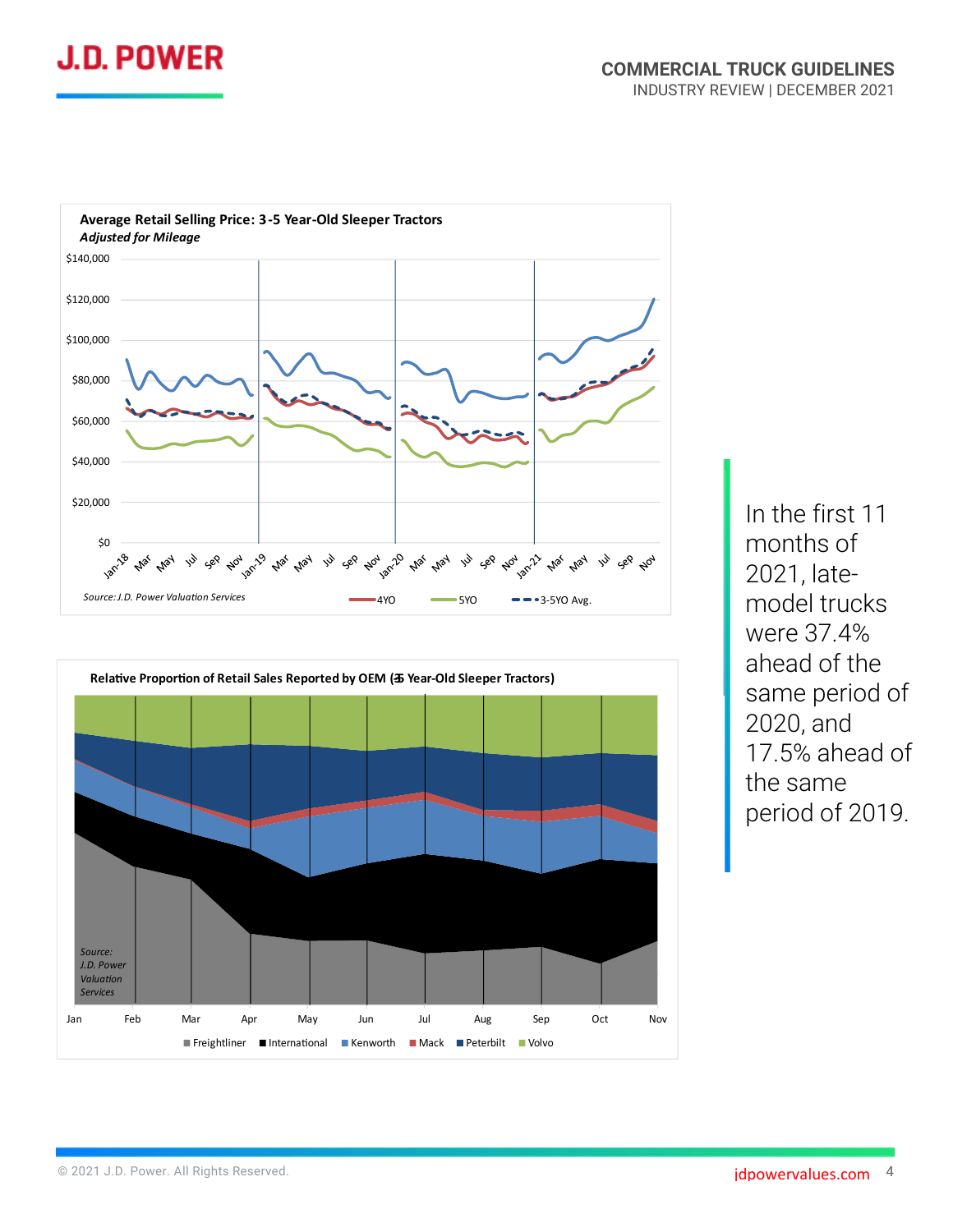**Average Retail Selling Price: 3-5 Year-Old Sleeper Tractors**
***Adjusted for Mileage***

*Source: J.D. Power Valuation Services*

4YO | 5YO | 3-5YO Avg.

**Relative Proportion of Retail Sales Reported by OEM (3-5 Year-Old Sleeper Tractors)**

*Source: J.D. Power Valuation Services*

Freightliner | International | Kenworth | Mack | Peterbilt | Volvo

In the first 11 months of 2021, late-model trucks were 37.4% ahead of the same period of 2020, and 17.5% ahead of the same period of 2019.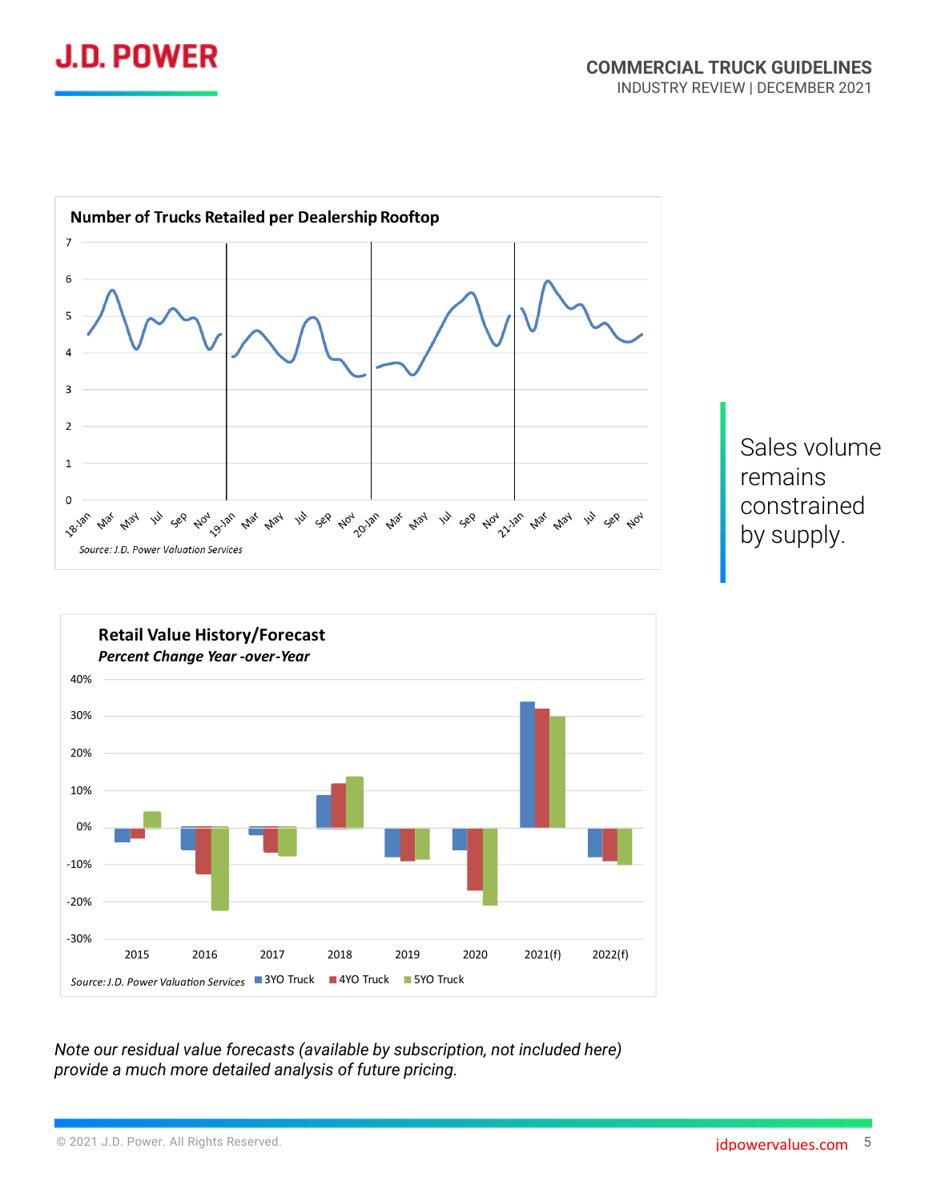**Number of Trucks Retailed per Dealership Rooftop**

*Source: J.D. Power Valuation Services*

Sales volume remains constrained by supply.

**Retail Value History/Forecast**

***Percent Change Year -over-Year***

*Source: J.D. Power Valuation Services*

*Note our residual value forecasts (available by subscription, not included here) provide a much more detailed analysis of future pricing.*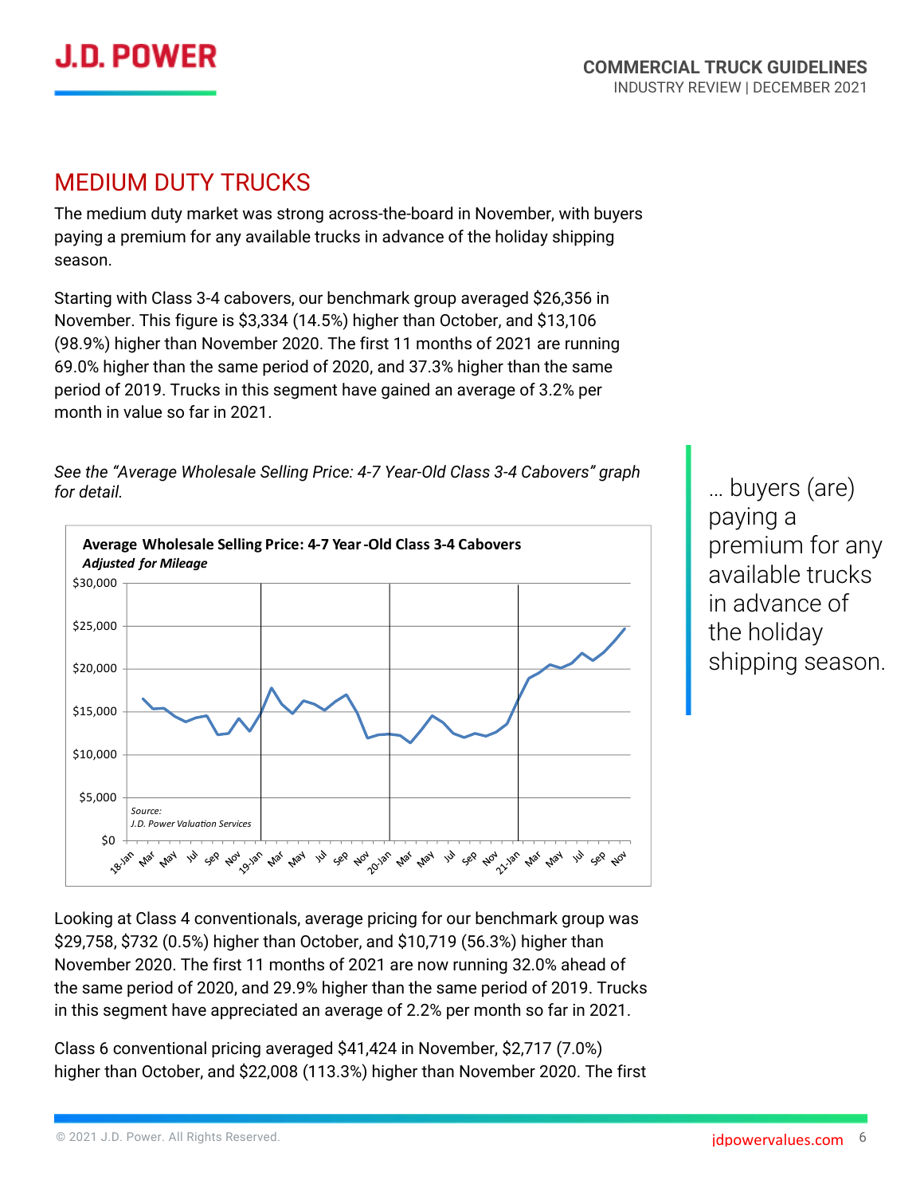## MEDIUM DUTY TRUCKS

The medium duty market was strong across-the-board in November, with buyers paying a premium for any available trucks in advance of the holiday shipping season.

Starting with Class 3-4 cabovers, our benchmark group averaged $26,356 in November. This figure is $3,334 (14.5%) higher than October, and $13,106 (98.9%) higher than November 2020. The first 11 months of 2021 are running 69.0% higher than the same period of 2020, and 37.3% higher than the same period of 2019. Trucks in this segment have gained an average of 3.2% per month in value so far in 2021.

*See the "Average Wholesale Selling Price: 4-7 Year-Old Class 3-4 Cabovers" graph for detail.*

> … buyers (are) paying a premium for any available trucks in advance of the holiday shipping season.

**Average Wholesale Selling Price: 4-7 Year-Old Class 3-4 Cabovers**
***Adjusted for Mileage***

*Source: J.D. Power Valuation Services*

Looking at Class 4 conventionals, average pricing for our benchmark group was $29,758, $732 (0.5%) higher than October, and $10,719 (56.3%) higher than November 2020. The first 11 months of 2021 are now running 32.0% ahead of the same period of 2020, and 29.9% higher than the same period of 2019. Trucks in this segment have appreciated an average of 2.2% per month so far in 2021.

Class 6 conventional pricing averaged $41,424 in November, $2,717 (7.0%) higher than October, and $22,008 (113.3%) higher than November 2020. The first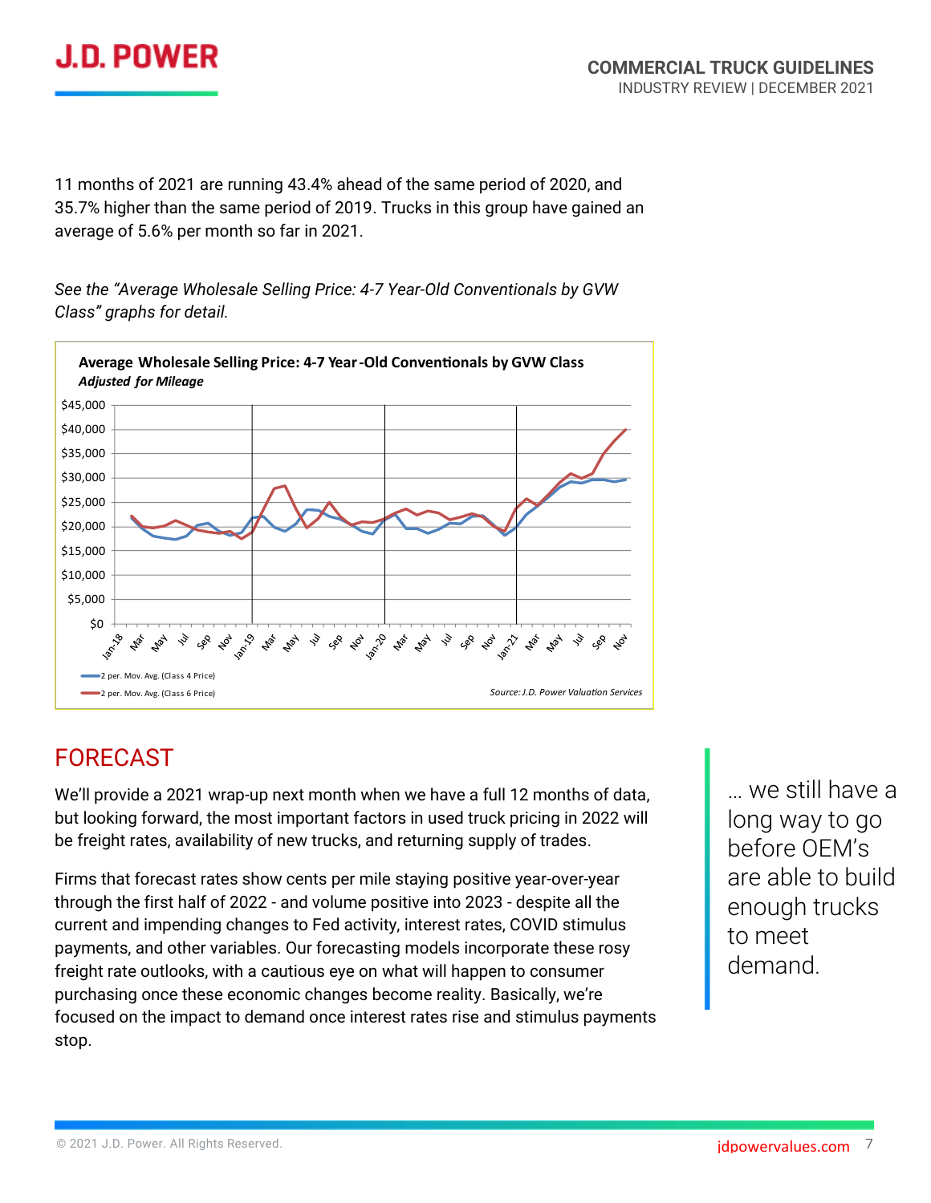11 months of 2021 are running 43.4% ahead of the same period of 2020, and 35.7% higher than the same period of 2019. Trucks in this group have gained an average of 5.6% per month so far in 2021.

*See the "Average Wholesale Selling Price: 4-7 Year-Old Conventionals by GVW Class" graphs for detail.*

**Average Wholesale Selling Price: 4-7 Year-Old Conventionals by GVW Class**
***Adjusted for Mileage***

2 per. Mov. Avg. (Class 4 Price)
2 per. Mov. Avg. (Class 6 Price)

*Source: J.D. Power Valuation Services*

## FORECAST

We'll provide a 2021 wrap-up next month when we have a full 12 months of data, but looking forward, the most important factors in used truck pricing in 2022 will be freight rates, availability of new trucks, and returning supply of trades.

Firms that forecast rates show cents per mile staying positive year-over-year through the first half of 2022 - and volume positive into 2023 - despite all the current and impending changes to Fed activity, interest rates, COVID stimulus payments, and other variables. Our forecasting models incorporate these rosy freight rate outlooks, with a cautious eye on what will happen to consumer purchasing once these economic changes become reality. Basically, we're focused on the impact to demand once interest rates rise and stimulus payments stop.

> … we still have a long way to go before OEM's are able to build enough trucks to meet demand.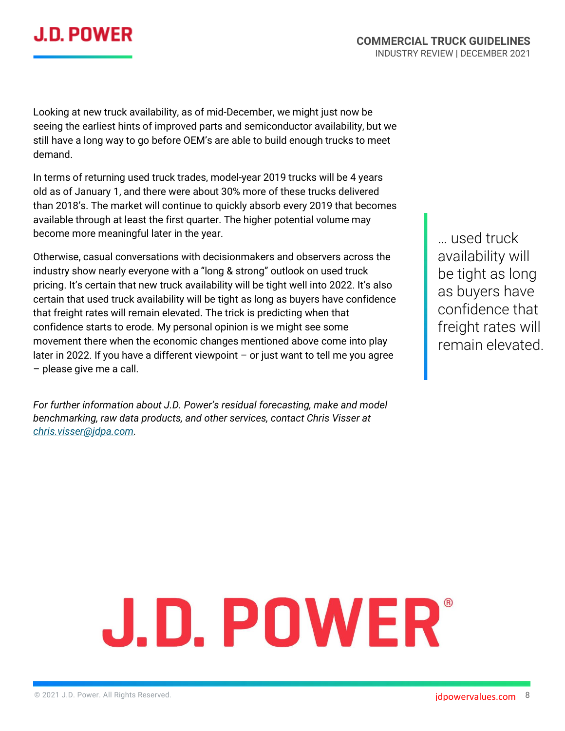Looking at new truck availability, as of mid-December, we might just now be seeing the earliest hints of improved parts and semiconductor availability, but we still have a long way to go before OEM's are able to build enough trucks to meet demand.

In terms of returning used truck trades, model-year 2019 trucks will be 4 years old as of January 1, and there were about 30% more of these trucks delivered than 2018's. The market will continue to quickly absorb every 2019 that becomes available through at least the first quarter. The higher potential volume may become more meaningful later in the year.

Otherwise, casual conversations with decisionmakers and observers across the industry show nearly everyone with a "long & strong" outlook on used truck pricing. It's certain that new truck availability will be tight well into 2022. It's also certain that used truck availability will be tight as long as buyers have confidence that freight rates will remain elevated. The trick is predicting when that confidence starts to erode. My personal opinion is we might see some movement there when the economic changes mentioned above come into play later in 2022. If you have a different viewpoint – or just want to tell me you agree – please give me a call.

> … used truck availability will be tight as long as buyers have confidence that freight rates will remain elevated.

*For further information about J.D. Power's residual forecasting, make and model benchmarking, raw data products, and other services, contact Chris Visser at [chris.visser@jdpa.com](mailto:chris.visser@jdpa.com).*

J.D. POWER®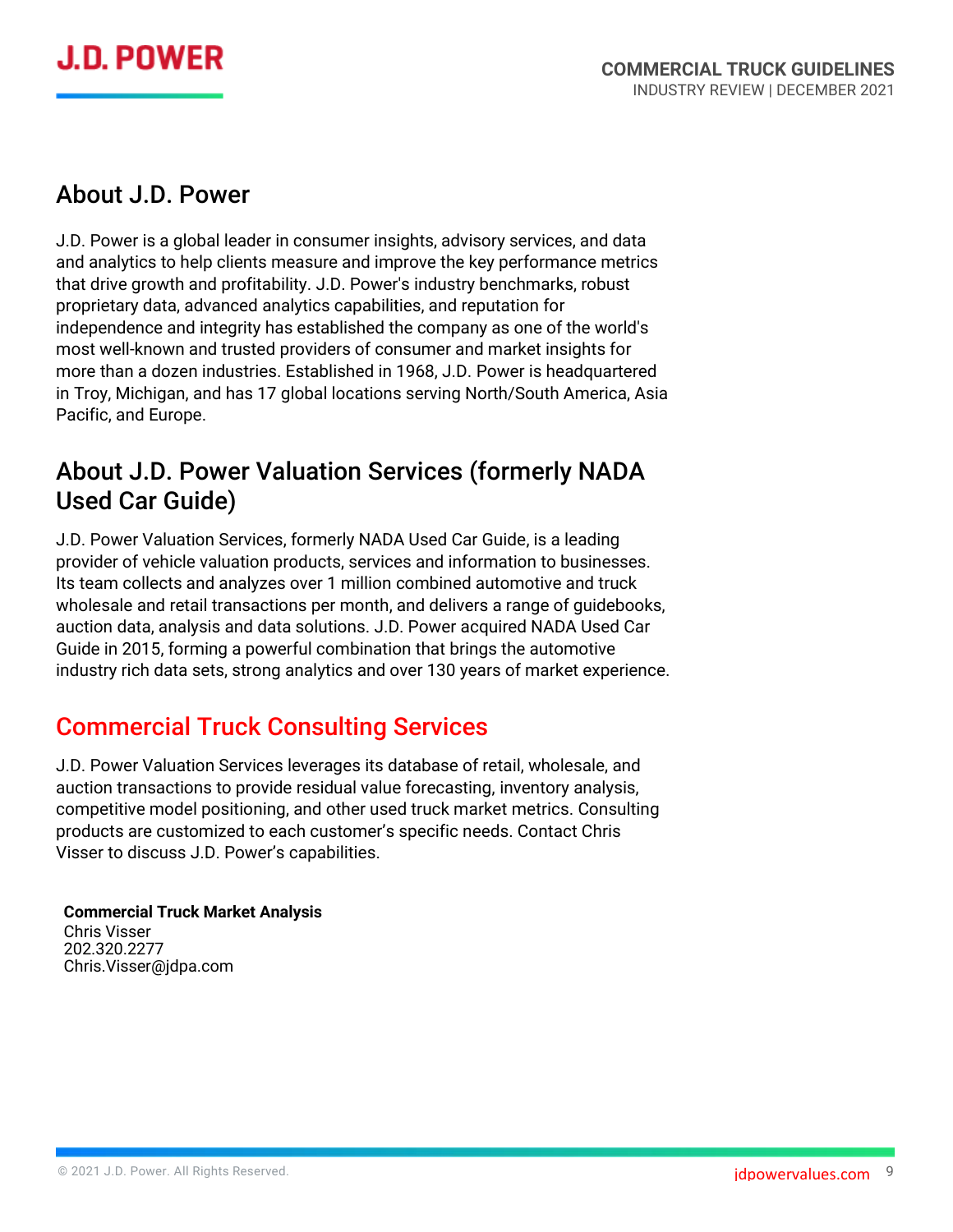## About J.D. Power

J.D. Power is a global leader in consumer insights, advisory services, and data and analytics to help clients measure and improve the key performance metrics that drive growth and profitability. J.D. Power's industry benchmarks, robust proprietary data, advanced analytics capabilities, and reputation for independence and integrity has established the company as one of the world's most well-known and trusted providers of consumer and market insights for more than a dozen industries. Established in 1968, J.D. Power is headquartered in Troy, Michigan, and has 17 global locations serving North/South America, Asia Pacific, and Europe.

## About J.D. Power Valuation Services (formerly NADA Used Car Guide)

J.D. Power Valuation Services, formerly NADA Used Car Guide, is a leading provider of vehicle valuation products, services and information to businesses. Its team collects and analyzes over 1 million combined automotive and truck wholesale and retail transactions per month, and delivers a range of guidebooks, auction data, analysis and data solutions. J.D. Power acquired NADA Used Car Guide in 2015, forming a powerful combination that brings the automotive industry rich data sets, strong analytics and over 130 years of market experience.

## Commercial Truck Consulting Services

J.D. Power Valuation Services leverages its database of retail, wholesale, and auction transactions to provide residual value forecasting, inventory analysis, competitive model positioning, and other used truck market metrics. Consulting products are customized to each customer's specific needs. Contact Chris Visser to discuss J.D. Power's capabilities.

**Commercial Truck Market Analysis**
Chris Visser
202.320.2277
Chris.Visser@jdpa.com